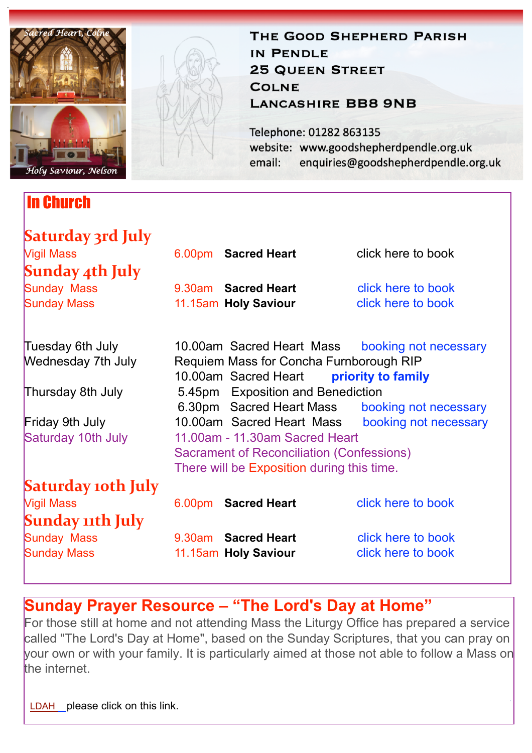*Sacred Heart, Colne*

*Holy Saviour, Nelson*

# THE GOOD SHEPHERD PARISH IN PENDLE

25 QUEEN STREET
COLNE
LANCASHIRE BB8 9NB

Telephone: 01282 863135
website: www.goodshepherdpendle.org.uk
email: enquiries@goodshepherdpendle.org.uk

## In Church

### Saturday 3rd July

| | | | |
|---|---|---|---|
| Vigil Mass | 6.00pm | **Sacred Heart** | click here to book |

### Sunday 4th July

| | | | |
|---|---|---|---|
| Sunday Mass | 9.30am | **Sacred Heart** | click here to book |
| Sunday Mass | 11.15am | **Holy Saviour** | click here to book |

| | | |
|---|---|---|
| Tuesday 6th July | 10.00am Sacred Heart Mass | booking not necessary |
| Wednesday 7th July | Requiem Mass for Concha Furnborough RIP | |
| | 10.00am Sacred Heart | **priority to family** |
| Thursday 8th July | 5.45pm Exposition and Benediction | |
| | 6.30pm Sacred Heart Mass | booking not necessary |
| Friday 9th July | 10.00am Sacred Heart Mass | booking not necessary |
| Saturday 10th July | 11.00am - 11.30am Sacred Heart<br>Sacrament of Reconciliation (Confessions)<br>There will be Exposition during this time. | |

### Saturday 10th July

| | | | |
|---|---|---|---|
| Vigil Mass | 6.00pm | **Sacred Heart** | click here to book |

### Sunday 11th July

| | | | |
|---|---|---|---|
| Sunday Mass | 9.30am | **Sacred Heart** | click here to book |
| Sunday Mass | 11.15am | **Holy Saviour** | click here to book |

## Sunday Prayer Resource – "The Lord's Day at Home"

For those still at home and not attending Mass the Liturgy Office has prepared a service called "The Lord's Day at Home", based on the Sunday Scriptures, that you can pray on your own or with your family. It is particularly aimed at those not able to follow a Mass on the internet.

LDAH please click on this link.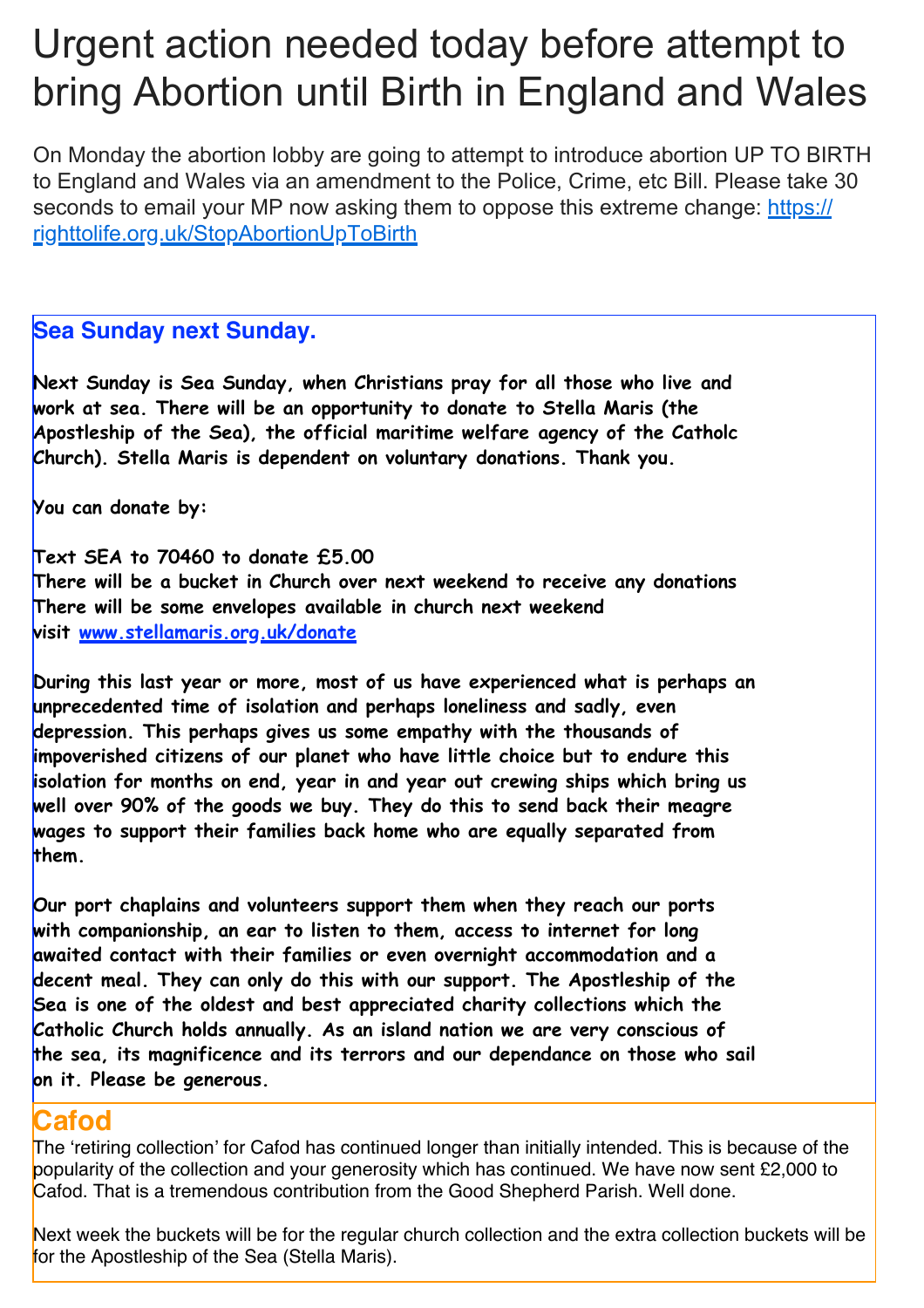# Urgent action needed today before attempt to bring Abortion until Birth in England and Wales

On Monday the abortion lobby are going to attempt to introduce abortion UP TO BIRTH to England and Wales via an amendment to the Police, Crime, etc Bill. Please take 30 seconds to email your MP now asking them to oppose this extreme change: [https://righttolife.org.uk/StopAbortionUpToBirth](https://righttolife.org.uk/StopAbortionUpToBirth)

## Sea Sunday next Sunday.

**Next Sunday is Sea Sunday, when Christians pray for all those who live and work at sea. There will be an opportunity to donate to Stella Maris (the Apostleship of the Sea), the official maritime welfare agency of the Catholc Church). Stella Maris is dependent on voluntary donations. Thank you.**

**You can donate by:**

**Text SEA to 70460 to donate £5.00**
**There will be a bucket in Church over next weekend to receive any donations**
**There will be some envelopes available in church next weekend**
**visit [www.stellamaris.org.uk/donate](www.stellamaris.org.uk/donate)**

**During this last year or more, most of us have experienced what is perhaps an unprecedented time of isolation and perhaps loneliness and sadly, even depression. This perhaps gives us some empathy with the thousands of impoverished citizens of our planet who have little choice but to endure this isolation for months on end, year in and year out crewing ships which bring us well over 90% of the goods we buy. They do this to send back their meagre wages to support their families back home who are equally separated from them.**

**Our port chaplains and volunteers support them when they reach our ports with companionship, an ear to listen to them, access to internet for long awaited contact with their families or even overnight accommodation and a decent meal. They can only do this with our support. The Apostleship of the Sea is one of the oldest and best appreciated charity collections which the Catholic Church holds annually. As an island nation we are very conscious of the sea, its magnificence and its terrors and our dependance on those who sail on it. Please be generous.**

## Cafod

The 'retiring collection' for Cafod has continued longer than initially intended. This is because of the popularity of the collection and your generosity which has continued. We have now sent £2,000 to Cafod. That is a tremendous contribution from the Good Shepherd Parish. Well done.

Next week the buckets will be for the regular church collection and the extra collection buckets will be for the Apostleship of the Sea (Stella Maris).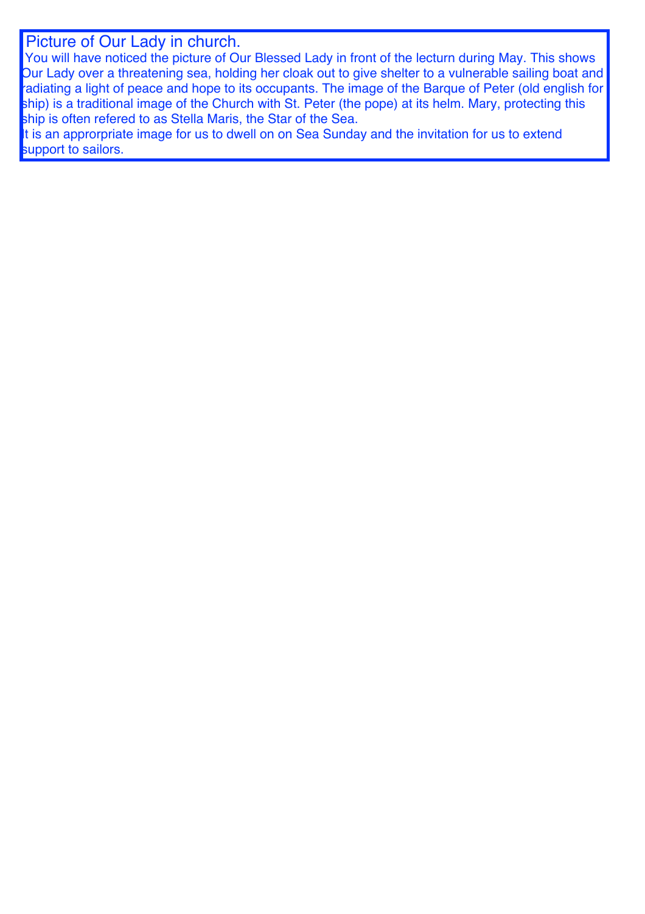## Picture of Our Lady in church.

You will have noticed the picture of Our Blessed Lady in front of the lecturn during May. This shows Our Lady over a threatening sea, holding her cloak out to give shelter to a vulnerable sailing boat and radiating a light of peace and hope to its occupants. The image of the Barque of Peter (old english for ship) is a traditional image of the Church with St. Peter (the pope) at its helm. Mary, protecting this ship is often refered to as Stella Maris, the Star of the Sea.

It is an approrpriate image for us to dwell on on Sea Sunday and the invitation for us to extend support to sailors.